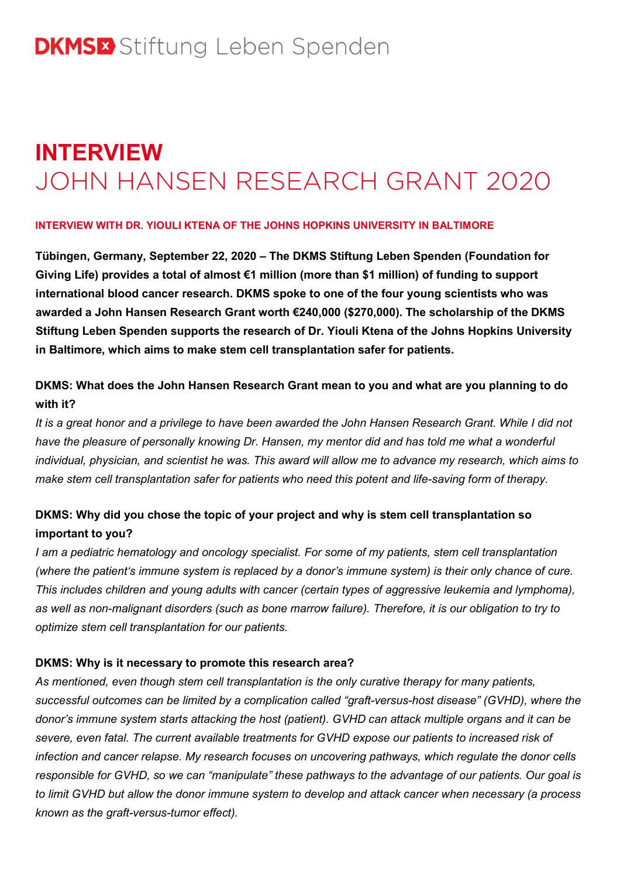DKMS Stiftung Leben Spenden

# INTERVIEW
# JOHN HANSEN RESEARCH GRANT 2020

**INTERVIEW WITH DR. YIOULI KTENA OF THE JOHNS HOPKINS UNIVERSITY IN BALTIMORE**

**Tübingen, Germany, September 22, 2020 – The DKMS Stiftung Leben Spenden (Foundation for Giving Life) provides a total of almost €1 million (more than $1 million) of funding to support international blood cancer research. DKMS spoke to one of the four young scientists who was awarded a John Hansen Research Grant worth €240,000 ($270,000). The scholarship of the DKMS Stiftung Leben Spenden supports the research of Dr. Yiouli Ktena of the Johns Hopkins University in Baltimore, which aims to make stem cell transplantation safer for patients.**

### DKMS: What does the John Hansen Research Grant mean to you and what are you planning to do with it?

*It is a great honor and a privilege to have been awarded the John Hansen Research Grant. While I did not have the pleasure of personally knowing Dr. Hansen, my mentor did and has told me what a wonderful individual, physician, and scientist he was. This award will allow me to advance my research, which aims to make stem cell transplantation safer for patients who need this potent and life-saving form of therapy.*

### DKMS: Why did you chose the topic of your project and why is stem cell transplantation so important to you?

*I am a pediatric hematology and oncology specialist. For some of my patients, stem cell transplantation (where the patient's immune system is replaced by a donor's immune system) is their only chance of cure. This includes children and young adults with cancer (certain types of aggressive leukemia and lymphoma), as well as non-malignant disorders (such as bone marrow failure). Therefore, it is our obligation to try to optimize stem cell transplantation for our patients.*

### DKMS: Why is it necessary to promote this research area?

*As mentioned, even though stem cell transplantation is the only curative therapy for many patients, successful outcomes can be limited by a complication called "graft-versus-host disease" (GVHD), where the donor's immune system starts attacking the host (patient). GVHD can attack multiple organs and it can be severe, even fatal. The current available treatments for GVHD expose our patients to increased risk of infection and cancer relapse. My research focuses on uncovering pathways, which regulate the donor cells responsible for GVHD, so we can "manipulate" these pathways to the advantage of our patients. Our goal is to limit GVHD but allow the donor immune system to develop and attack cancer when necessary (a process known as the graft-versus-tumor effect).*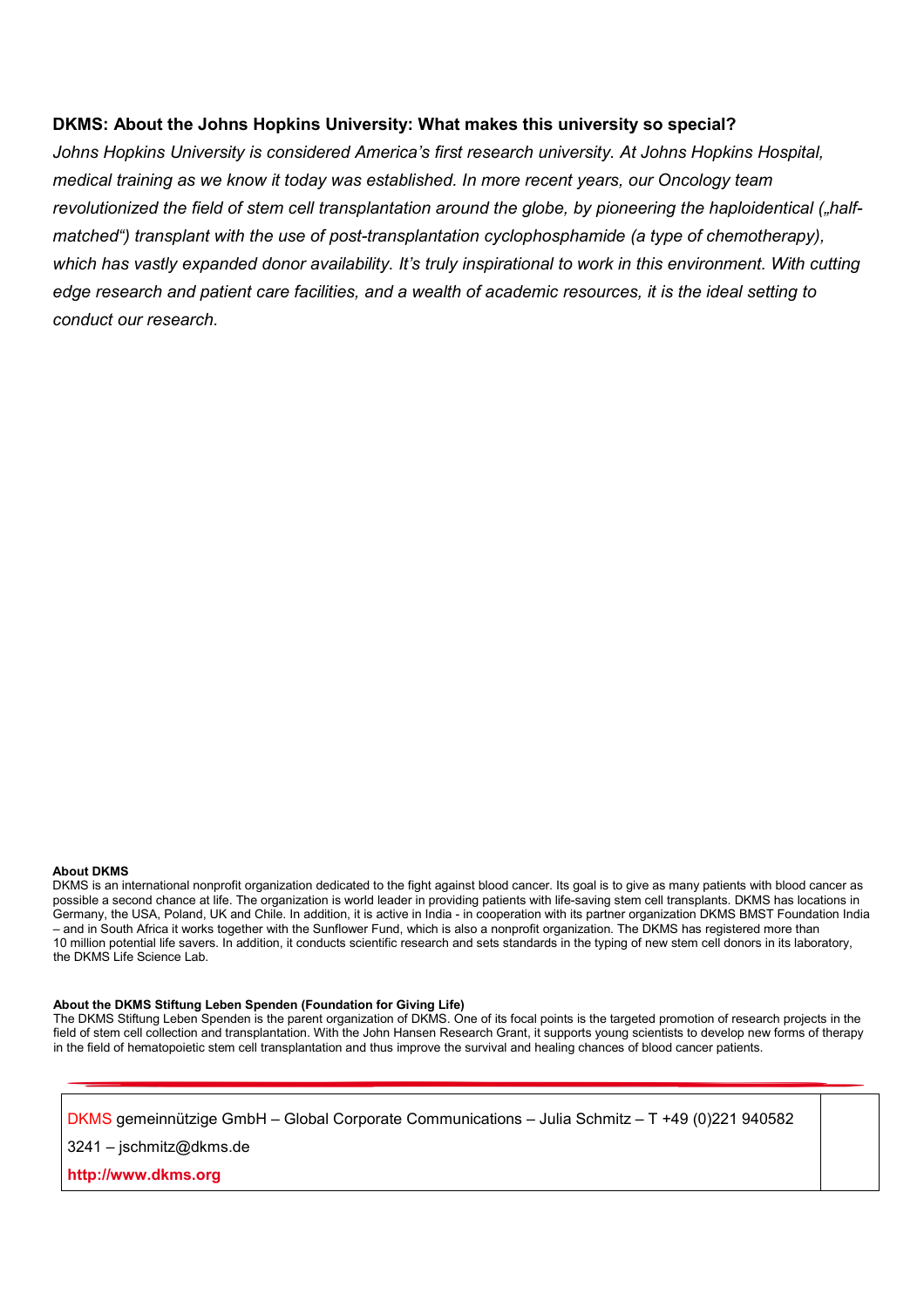**DKMS: About the Johns Hopkins University: What makes this university so special?**

*Johns Hopkins University is considered America's first research university. At Johns Hopkins Hospital, medical training as we know it today was established. In more recent years, our Oncology team revolutionized the field of stem cell transplantation around the globe, by pioneering the haploidentical („half-matched") transplant with the use of post-transplantation cyclophosphamide (a type of chemotherapy), which has vastly expanded donor availability. It's truly inspirational to work in this environment. With cutting edge research and patient care facilities, and a wealth of academic resources, it is the ideal setting to conduct our research.*

**About DKMS**

DKMS is an international nonprofit organization dedicated to the fight against blood cancer. Its goal is to give as many patients with blood cancer as possible a second chance at life. The organization is world leader in providing patients with life-saving stem cell transplants. DKMS has locations in Germany, the USA, Poland, UK and Chile. In addition, it is active in India - in cooperation with its partner organization DKMS BMST Foundation India – and in South Africa it works together with the Sunflower Fund, which is also a nonprofit organization. The DKMS has registered more than 10 million potential life savers. In addition, it conducts scientific research and sets standards in the typing of new stem cell donors in its laboratory, the DKMS Life Science Lab.

**About the DKMS Stiftung Leben Spenden (Foundation for Giving Life)**

The DKMS Stiftung Leben Spenden is the parent organization of DKMS. One of its focal points is the targeted promotion of research projects in the field of stem cell collection and transplantation. With the John Hansen Research Grant, it supports young scientists to develop new forms of therapy in the field of hematopoietic stem cell transplantation and thus improve the survival and healing chances of blood cancer patients.

DKMS gemeinnützige GmbH – Global Corporate Communications – Julia Schmitz – T +49 (0)221 940582 3241 – jschmitz@dkms.de

**http://www.dkms.org**